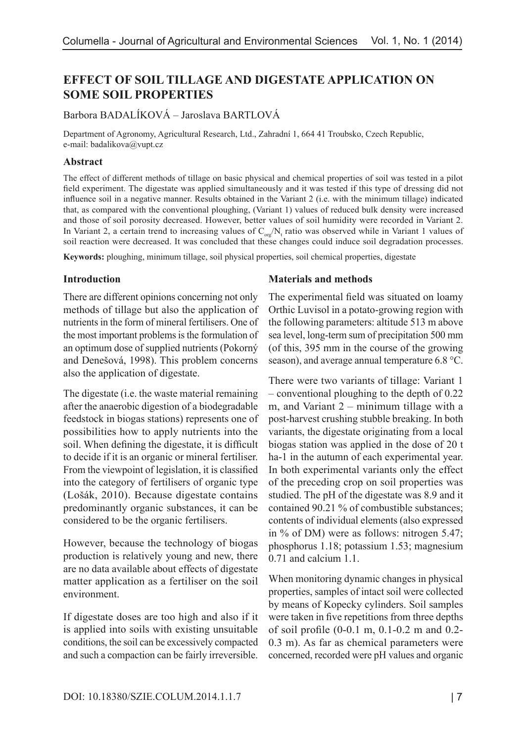# EFFECT OF SOIL TILLAGE AND DIGESTATE APPLICATION ON SOME SOIL PROPERTIES

Barbora BADALÍKOVÁ – Jaroslava BARTLOVÁ

Department of Agronomy, Agricultural Research, Ltd., Zahradní 1, 664 41 Troubsko, Czech Republic, e-mail: badalikova@vupt.cz

## Abstract

The effect of different methods of tillage on basic physical and chemical properties of soil was tested in a pilot field experiment. The digestate was applied simultaneously and it was tested if this type of dressing did not influence soil in a negative manner. Results obtained in the Variant 2 (i.e. with the minimum tillage) indicated that, as compared with the conventional ploughing, (Variant 1) values of reduced bulk density were increased and those of soil porosity decreased. However, better values of soil humidity were recorded in Variant 2. In Variant 2, a certain trend to increasing values of $C_{org}/N_t$ ratio was observed while in Variant 1 values of soil reaction were decreased. It was concluded that these changes could induce soil degradation processes.

**Keywords:** ploughing, minimum tillage, soil physical properties, soil chemical properties, digestate

## Introduction

There are different opinions concerning not only methods of tillage but also the application of nutrients in the form of mineral fertilisers. One of the most important problems is the formulation of an optimum dose of supplied nutrients (Pokorný and Denešová, 1998). This problem concerns also the application of digestate.

The digestate (i.e. the waste material remaining after the anaerobic digestion of a biodegradable feedstock in biogas stations) represents one of possibilities how to apply nutrients into the soil. When defining the digestate, it is difficult to decide if it is an organic or mineral fertiliser. From the viewpoint of legislation, it is classified into the category of fertilisers of organic type (Lošák, 2010). Because digestate contains predominantly organic substances, it can be considered to be the organic fertilisers.

However, because the technology of biogas production is relatively young and new, there are no data available about effects of digestate matter application as a fertiliser on the soil environment.

If digestate doses are too high and also if it is applied into soils with existing unsuitable conditions, the soil can be excessively compacted and such a compaction can be fairly irreversible.

## Materials and methods

The experimental field was situated on loamy Orthic Luvisol in a potato-growing region with the following parameters: altitude 513 m above sea level, long-term sum of precipitation 500 mm (of this, 395 mm in the course of the growing season), and average annual temperature 6.8 °C.

There were two variants of tillage: Variant 1 – conventional ploughing to the depth of 0.22 m, and Variant 2 – minimum tillage with a post-harvest crushing stubble breaking. In both variants, the digestate originating from a local biogas station was applied in the dose of 20 t ha-1 in the autumn of each experimental year. In both experimental variants only the effect of the preceding crop on soil properties was studied. The pH of the digestate was 8.9 and it contained 90.21 % of combustible substances; contents of individual elements (also expressed in % of DM) were as follows: nitrogen 5.47; phosphorus 1.18; potassium 1.53; magnesium 0.71 and calcium 1.1.

When monitoring dynamic changes in physical properties, samples of intact soil were collected by means of Kopecky cylinders. Soil samples were taken in five repetitions from three depths of soil profile (0-0.1 m, 0.1-0.2 m and 0.2-0.3 m). As far as chemical parameters were concerned, recorded were pH values and organic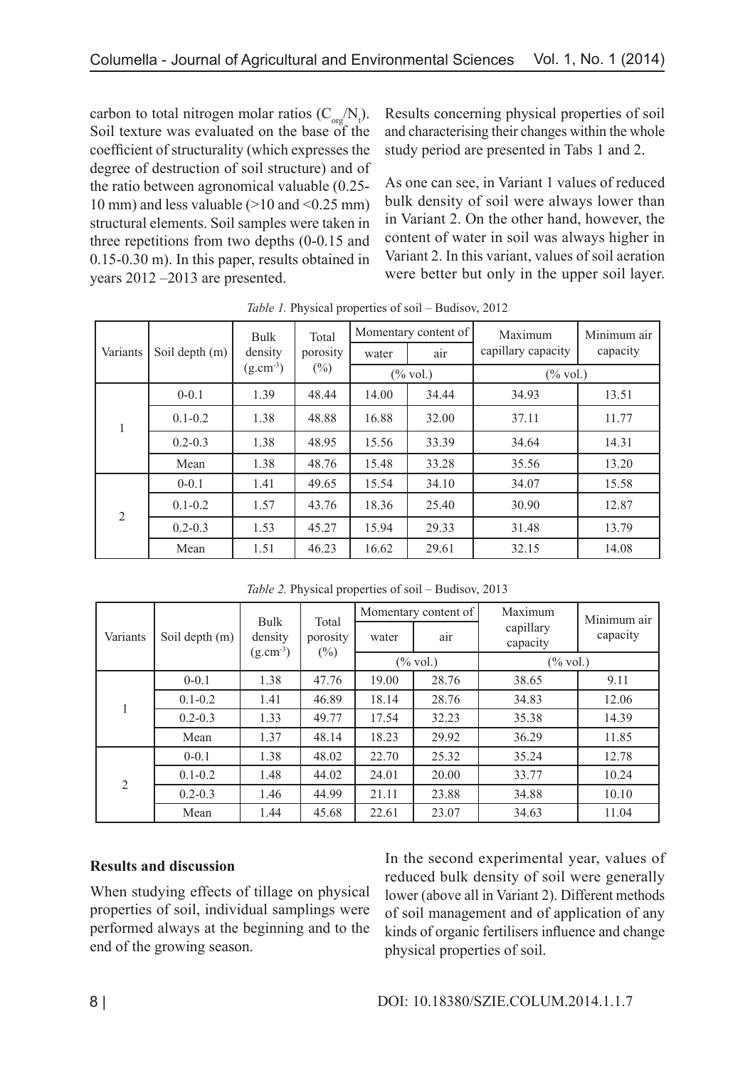carbon to total nitrogen molar ratios ($C_{org}/N_t$). Soil texture was evaluated on the base of the coefficient of structurality (which expresses the degree of destruction of soil structure) and of the ratio between agronomical valuable (0.25-10 mm) and less valuable (>10 and <0.25 mm) structural elements. Soil samples were taken in three repetitions from two depths (0-0.15 and 0.15-0.30 m). In this paper, results obtained in years 2012 –2013 are presented.

Results concerning physical properties of soil and characterising their changes within the whole study period are presented in Tabs 1 and 2.

As one can see, in Variant 1 values of reduced bulk density of soil were always lower than in Variant 2. On the other hand, however, the content of water in soil was always higher in Variant 2. In this variant, values of soil aeration were better but only in the upper soil layer.

*Table 1.* Physical properties of soil – Budisov, 2012

| Variants | Soil depth (m) | Bulk density ($g.cm^{-3}$) | Total porosity (%) | Momentary content of water (% vol.) | Momentary content of air (% vol.) | Maximum capillary capacity (% vol.) | Minimum air capacity (% vol.) |
|---|---|---|---|---|---|---|---|
| 1 | 0-0.1 | 1.39 | 48.44 | 14.00 | 34.44 | 34.93 | 13.51 |
| | 0.1-0.2 | 1.38 | 48.88 | 16.88 | 32.00 | 37.11 | 11.77 |
| | 0.2-0.3 | 1.38 | 48.95 | 15.56 | 33.39 | 34.64 | 14.31 |
| | Mean | 1.38 | 48.76 | 15.48 | 33.28 | 35.56 | 13.20 |
| 2 | 0-0.1 | 1.41 | 49.65 | 15.54 | 34.10 | 34.07 | 15.58 |
| | 0.1-0.2 | 1.57 | 43.76 | 18.36 | 25.40 | 30.90 | 12.87 |
| | 0.2-0.3 | 1.53 | 45.27 | 15.94 | 29.33 | 31.48 | 13.79 |
| | Mean | 1.51 | 46.23 | 16.62 | 29.61 | 32.15 | 14.08 |

*Table 2.* Physical properties of soil – Budisov, 2013

| Variants | Soil depth (m) | Bulk density ($g.cm^{-3}$) | Total porosity (%) | Momentary content of water (% vol.) | Momentary content of air (% vol.) | Maximum capillary capacity (% vol.) | Minimum air capacity (% vol.) |
|---|---|---|---|---|---|---|---|
| 1 | 0-0.1 | 1.38 | 47.76 | 19.00 | 28.76 | 38.65 | 9.11 |
| | 0.1-0.2 | 1.41 | 46.89 | 18.14 | 28.76 | 34.83 | 12.06 |
| | 0.2-0.3 | 1.33 | 49.77 | 17.54 | 32.23 | 35.38 | 14.39 |
| | Mean | 1.37 | 48.14 | 18.23 | 29.92 | 36.29 | 11.85 |
| 2 | 0-0.1 | 1.38 | 48.02 | 22.70 | 25.32 | 35.24 | 12.78 |
| | 0.1-0.2 | 1.48 | 44.02 | 24.01 | 20.00 | 33.77 | 10.24 |
| | 0.2-0.3 | 1.46 | 44.99 | 21.11 | 23.88 | 34.88 | 10.10 |
| | Mean | 1.44 | 45.68 | 22.61 | 23.07 | 34.63 | 11.04 |

**Results and discussion**

When studying effects of tillage on physical properties of soil, individual samplings were performed always at the beginning and to the end of the growing season.

In the second experimental year, values of reduced bulk density of soil were generally lower (above all in Variant 2). Different methods of soil management and of application of any kinds of organic fertilisers influence and change physical properties of soil.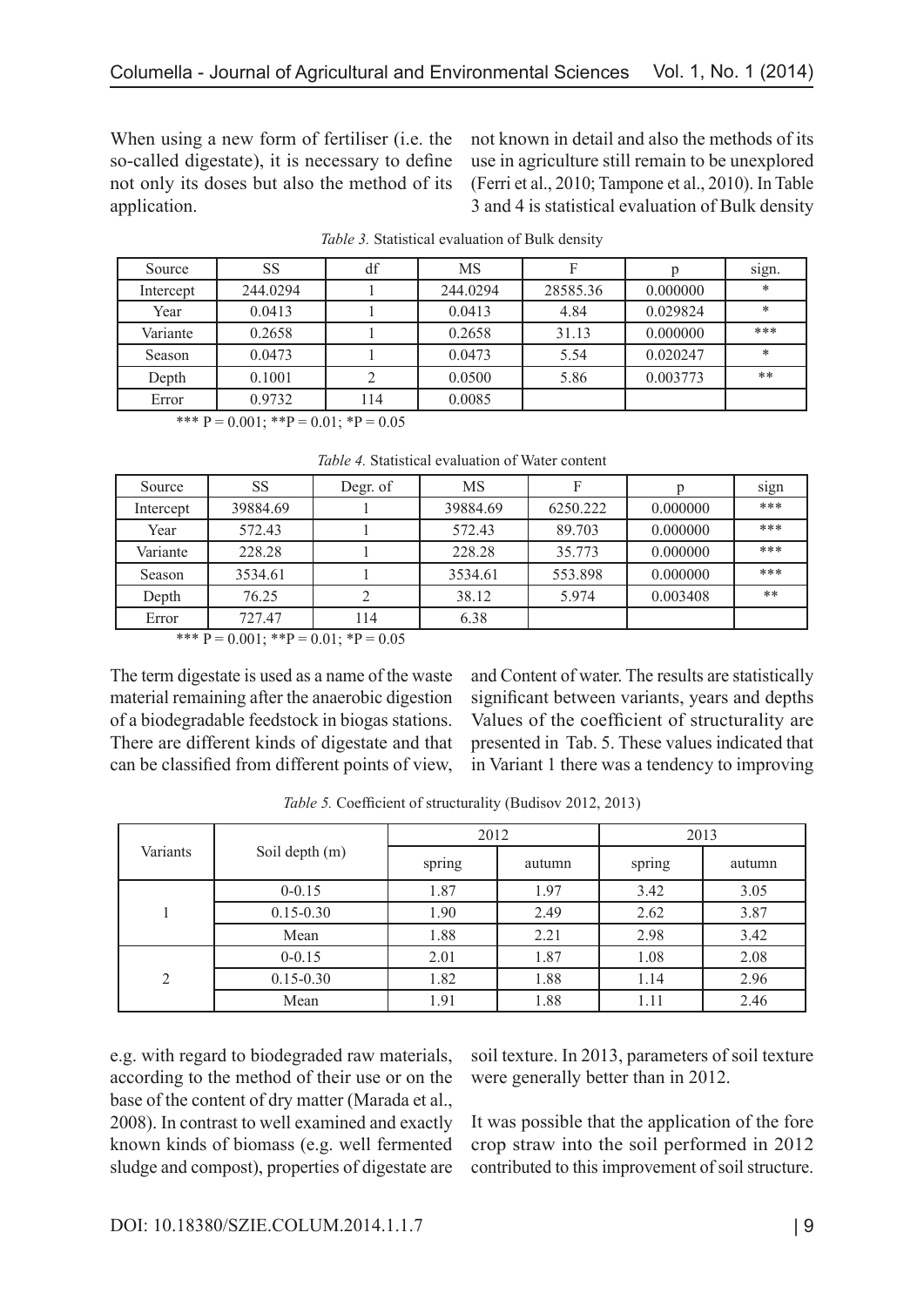When using a new form of fertiliser (i.e. the so-called digestate), it is necessary to define not only its doses but also the method of its application.

The term digestate is used as a name of the waste material remaining after the anaerobic digestion of a biodegradable feedstock in biogas stations. There are different kinds of digestate and that can be classified from different points of view, e.g. with regard to biodegraded raw materials, according to the method of their use or on the base of the content of dry matter (Marada et al., 2008). In contrast to well examined and exactly known kinds of biomass (e.g. well fermented sludge and compost), properties of digestate are not known in detail and also the methods of its use in agriculture still remain to be unexplored (Ferri et al., 2010; Tampone et al., 2010). In Table 3 and 4 is statistical evaluation of Bulk density and Content of water. The results are statistically significant between variants, years and depths Values of the coefficient of structurality are presented in Tab. 5. These values indicated that in Variant 1 there was a tendency to improving soil texture. In 2013, parameters of soil texture were generally better than in 2012.

*Table 3.* Statistical evaluation of Bulk density

| Source | SS | df | MS | F | p | sign. |
|---|---|---|---|---|---|---|
| Intercept | 244.0294 | 1 | 244.0294 | 28585.36 | 0.000000 | * |
| Year | 0.0413 | 1 | 0.0413 | 4.84 | 0.029824 | * |
| Variante | 0.2658 | 1 | 0.2658 | 31.13 | 0.000000 | *** |
| Season | 0.0473 | 1 | 0.0473 | 5.54 | 0.020247 | * |
| Depth | 0.1001 | 2 | 0.0500 | 5.86 | 0.003773 | ** |
| Error | 0.9732 | 114 | 0.0085 | | | |

*** P = 0.001; **P = 0.01; *P = 0.05

*Table 4.* Statistical evaluation of Water content

| Source | SS | Degr. of | MS | F | p | sign |
|---|---|---|---|---|---|---|
| Intercept | 39884.69 | 1 | 39884.69 | 6250.222 | 0.000000 | *** |
| Year | 572.43 | 1 | 572.43 | 89.703 | 0.000000 | *** |
| Variante | 228.28 | 1 | 228.28 | 35.773 | 0.000000 | *** |
| Season | 3534.61 | 1 | 3534.61 | 553.898 | 0.000000 | *** |
| Depth | 76.25 | 2 | 38.12 | 5.974 | 0.003408 | ** |
| Error | 727.47 | 114 | 6.38 | | | |

*** P = 0.001; **P = 0.01; *P = 0.05

*Table 5.* Coefficient of structurality (Budisov 2012, 2013)

| Variants | Soil depth (m) | 2012 | | 2013 | |
|---|---|---|---|---|---|
| | | spring | autumn | spring | autumn |
| 1 | 0-0.15 | 1.87 | 1.97 | 3.42 | 3.05 |
| | 0.15-0.30 | 1.90 | 2.49 | 2.62 | 3.87 |
| | Mean | 1.88 | 2.21 | 2.98 | 3.42 |
| 2 | 0-0.15 | 2.01 | 1.87 | 1.08 | 2.08 |
| | 0.15-0.30 | 1.82 | 1.88 | 1.14 | 2.96 |
| | Mean | 1.91 | 1.88 | 1.11 | 2.46 |

It was possible that the application of the fore crop straw into the soil performed in 2012 contributed to this improvement of soil structure.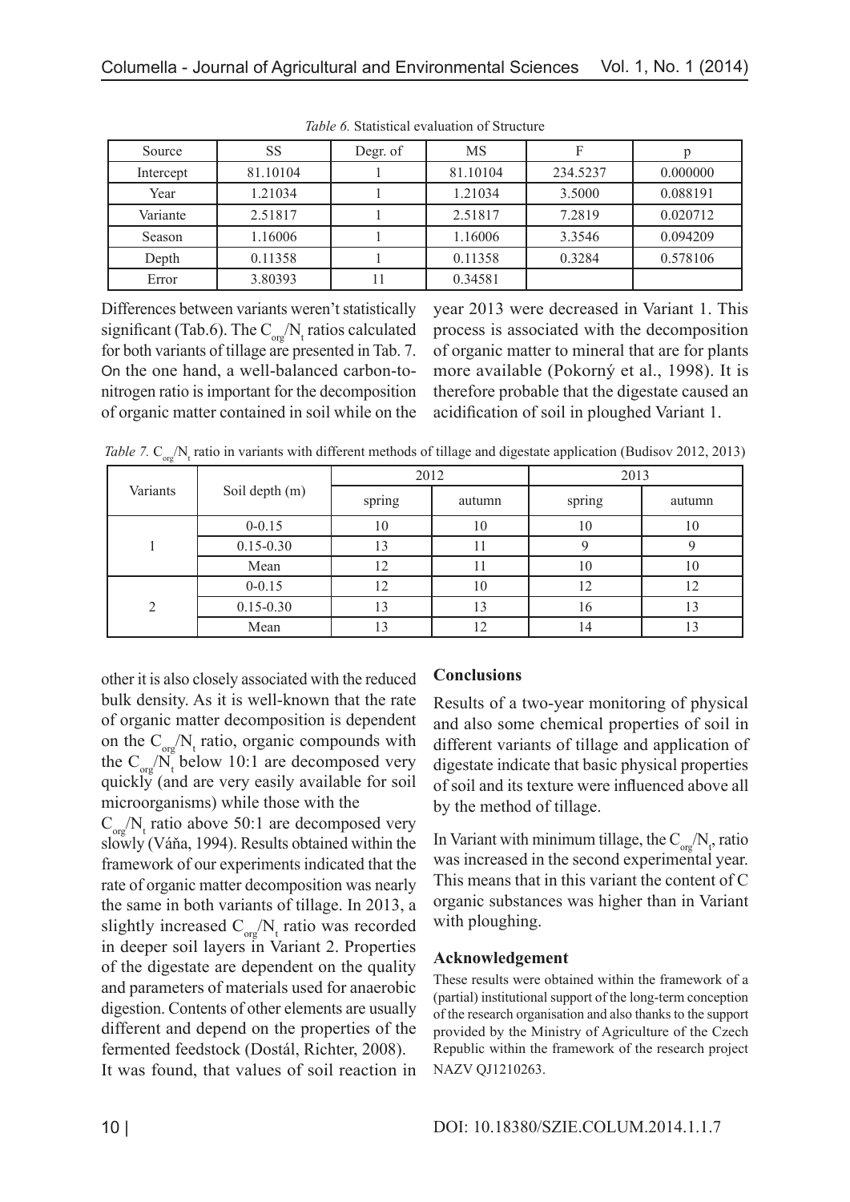*Table 6.* Statistical evaluation of Structure

| Source | SS | Degr. of | MS | F | p |
|---|---|---|---|---|---|
| Intercept | 81.10104 | 1 | 81.10104 | 234.5237 | 0.000000 |
| Year | 1.21034 | 1 | 1.21034 | 3.5000 | 0.088191 |
| Variante | 2.51817 | 1 | 2.51817 | 7.2819 | 0.020712 |
| Season | 1.16006 | 1 | 1.16006 | 3.3546 | 0.094209 |
| Depth | 0.11358 | 1 | 0.11358 | 0.3284 | 0.578106 |
| Error | 3.80393 | 11 | 0.34581 | | |

Differences between variants weren't statistically significant (Tab.6). The $C_{org}/N_t$ ratios calculated for both variants of tillage are presented in Tab. 7. On the one hand, a well-balanced carbon-to-nitrogen ratio is important for the decomposition of organic matter contained in soil while on the other it is also closely associated with the reduced bulk density. As it is well-known that the rate of organic matter decomposition is dependent on the $C_{org}/N_t$ ratio, organic compounds with the $C_{org}/N_t$ below 10:1 are decomposed very quickly (and are very easily available for soil microorganisms) while those with the $C_{org}/N_t$ ratio above 50:1 are decomposed very slowly (Váňa, 1994). Results obtained within the framework of our experiments indicated that the rate of organic matter decomposition was nearly the same in both variants of tillage. In 2013, a slightly increased $C_{org}/N_t$ ratio was recorded in deeper soil layers in Variant 2. Properties of the digestate are dependent on the quality and parameters of materials used for anaerobic digestion. Contents of other elements are usually different and depend on the properties of the fermented feedstock (Dostál, Richter, 2008).

It was found, that values of soil reaction in year 2013 were decreased in Variant 1. This process is associated with the decomposition of organic matter to mineral that are for plants more available (Pokorný et al., 1998). It is therefore probable that the digestate caused an acidification of soil in ploughed Variant 1.

*Table 7.* $C_{org}/N_t$ ratio in variants with different methods of tillage and digestate application (Budisov 2012, 2013)

| Variants | Soil depth (m) | 2012 | | 2013 | |
|---|---|---|---|---|---|
| | | spring | autumn | spring | autumn |
| 1 | 0-0.15 | 10 | 10 | 10 | 10 |
| | 0.15-0.30 | 13 | 11 | 9 | 9 |
| | Mean | 12 | 11 | 10 | 10 |
| 2 | 0-0.15 | 12 | 10 | 12 | 12 |
| | 0.15-0.30 | 13 | 13 | 16 | 13 |
| | Mean | 13 | 12 | 14 | 13 |

## Conclusions

Results of a two-year monitoring of physical and also some chemical properties of soil in different variants of tillage and application of digestate indicate that basic physical properties of soil and its texture were influenced above all by the method of tillage.

In Variant with minimum tillage, the $C_{org}/N_t$, ratio was increased in the second experimental year. This means that in this variant the content of C organic substances was higher than in Variant with ploughing.

### Acknowledgement

These results were obtained within the framework of a (partial) institutional support of the long-term conception of the research organisation and also thanks to the support provided by the Ministry of Agriculture of the Czech Republic within the framework of the research project NAZV QJ1210263.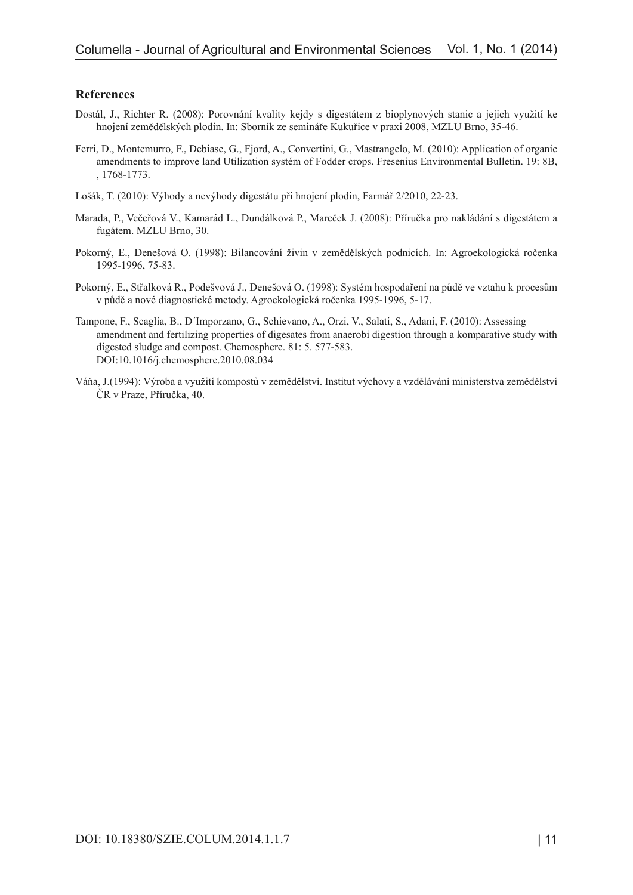### References

Dostál, J., Richter R. (2008): Porovnání kvality kejdy s digestátem z bioplynových stanic a jejich využití ke hnojení zemědělských plodin. In: Sborník ze semináře Kukuřice v praxi 2008, MZLU Brno, 35-46.

Ferri, D., Montemurro, F., Debiase, G., Fjord, A., Convertini, G., Mastrangelo, M. (2010): Application of organic amendments to improve land Utilization systém of Fodder crops. Fresenius Environmental Bulletin. 19: 8B, , 1768-1773.

Lošák, T. (2010): Výhody a nevýhody digestátu při hnojení plodin, Farmář 2/2010, 22-23.

Marada, P., Večeřová V., Kamarád L., Dundálková P., Mareček J. (2008): Příručka pro nakládání s digestátem a fugátem. MZLU Brno, 30.

Pokorný, E., Denešová O. (1998): Bilancování živin v zemědělských podnicích. In: Agroekologická ročenka 1995-1996, 75-83.

Pokorný, E., Střalková R., Podešvová J., Denešová O. (1998): Systém hospodaření na půdě ve vztahu k procesům v půdě a nové diagnostické metody. Agroekologická ročenka 1995-1996, 5-17.

Tampone, F., Scaglia, B., D´Imporzano, G., Schievano, A., Orzi, V., Salati, S., Adani, F. (2010): Assessing amendment and fertilizing properties of digesates from anaerobi digestion through a komparative study with digested sludge and compost. Chemosphere. 81: 5. 577-583. DOI:10.1016/j.chemosphere.2010.08.034

Váňa, J.(1994): Výroba a využití kompostů v zemědělství. Institut výchovy a vzdělávání ministerstva zemědělství ČR v Praze, Příručka, 40.